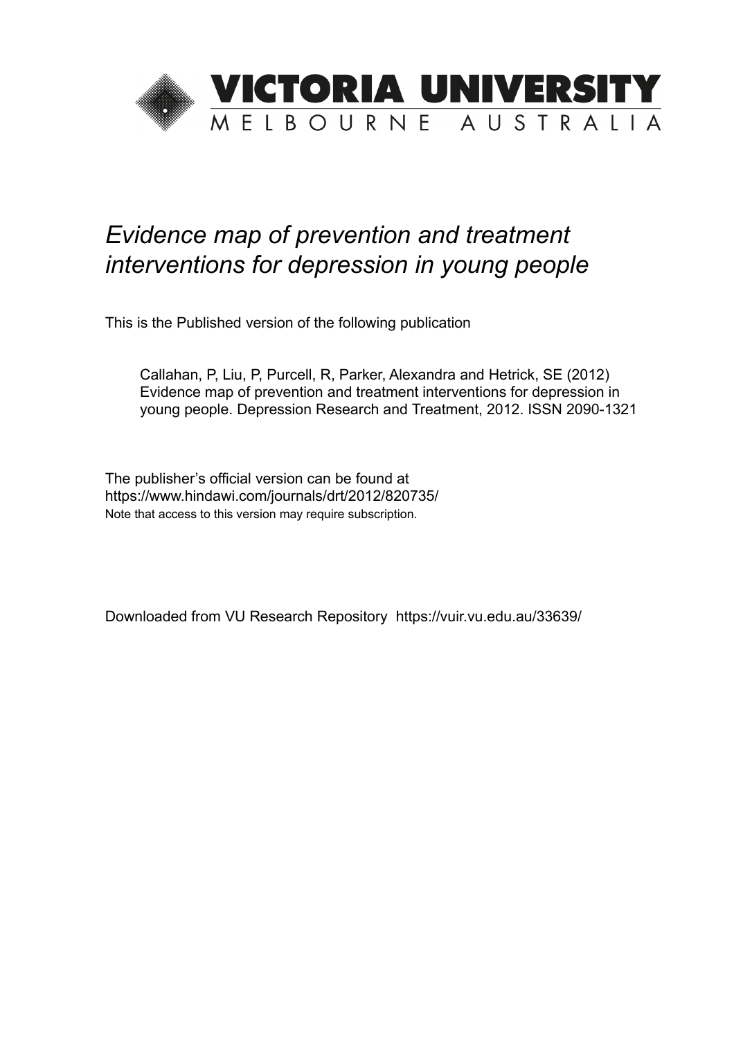VICTORIA UNIVERSITY
MELBOURNE AUSTRALIA

# *Evidence map of prevention and treatment interventions for depression in young people*

This is the Published version of the following publication

Callahan, P, Liu, P, Purcell, R, Parker, Alexandra and Hetrick, SE (2012) Evidence map of prevention and treatment interventions for depression in young people. Depression Research and Treatment, 2012. ISSN 2090-1321

The publisher's official version can be found at
https://www.hindawi.com/journals/drt/2012/820735/
Note that access to this version may require subscription.

Downloaded from VU Research Repository https://vuir.vu.edu.au/33639/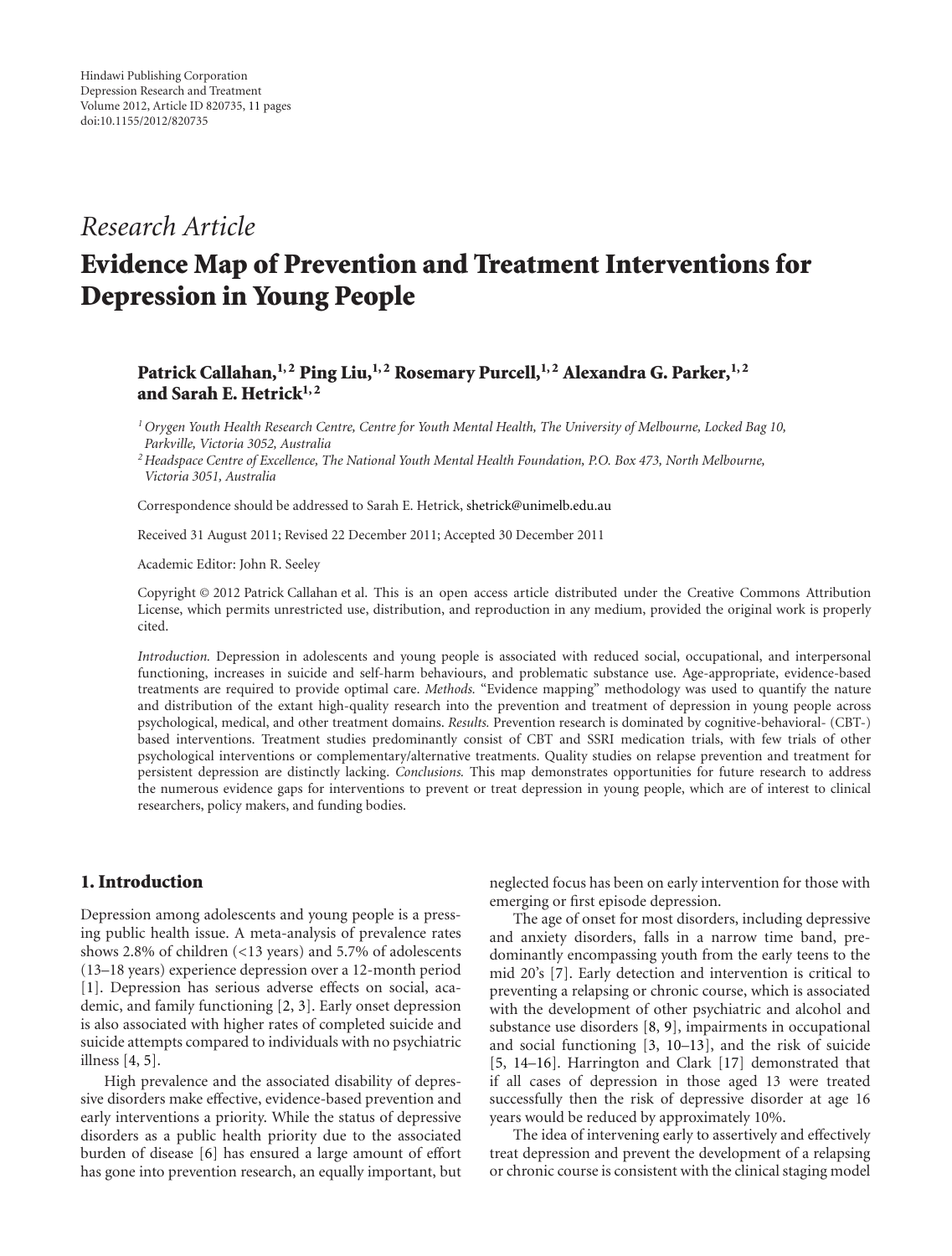# Research Article

# Evidence Map of Prevention and Treatment Interventions for Depression in Young People

**Patrick Callahan,[1,2] Ping Liu,[1,2] Rosemary Purcell,[1,2] Alexandra G. Parker,[1,2] and Sarah E. Hetrick[1,2]**

[1] Orygen Youth Health Research Centre, Centre for Youth Mental Health, The University of Melbourne, Locked Bag 10, Parkville, Victoria 3052, Australia

[2] Headspace Centre of Excellence, The National Youth Mental Health Foundation, P.O. Box 473, North Melbourne, Victoria 3051, Australia

Correspondence should be addressed to Sarah E. Hetrick, shetrick@unimelb.edu.au

Received 31 August 2011; Revised 22 December 2011; Accepted 30 December 2011

Academic Editor: John R. Seeley

Copyright © 2012 Patrick Callahan et al. This is an open access article distributed under the Creative Commons Attribution License, which permits unrestricted use, distribution, and reproduction in any medium, provided the original work is properly cited.

*Introduction.* Depression in adolescents and young people is associated with reduced social, occupational, and interpersonal functioning, increases in suicide and self-harm behaviours, and problematic substance use. Age-appropriate, evidence-based treatments are required to provide optimal care. *Methods.* "Evidence mapping" methodology was used to quantify the nature and distribution of the extant high-quality research into the prevention and treatment of depression in young people across psychological, medical, and other treatment domains. *Results.* Prevention research is dominated by cognitive-behavioral- (CBT-) based interventions. Treatment studies predominantly consist of CBT and SSRI medication trials, with few trials of other psychological interventions or complementary/alternative treatments. Quality studies on relapse prevention and treatment for persistent depression are distinctly lacking. *Conclusions.* This map demonstrates opportunities for future research to address the numerous evidence gaps for interventions to prevent or treat depression in young people, which are of interest to clinical researchers, policy makers, and funding bodies.

## 1. Introduction

Depression among adolescents and young people is a pressing public health issue. A meta-analysis of prevalence rates shows 2.8% of children (<13 years) and 5.7% of adolescents (13–18 years) experience depression over a 12-month period [1]. Depression has serious adverse effects on social, academic, and family functioning [2, 3]. Early onset depression is also associated with higher rates of completed suicide and suicide attempts compared to individuals with no psychiatric illness [4, 5].

High prevalence and the associated disability of depressive disorders make effective, evidence-based prevention and early interventions a priority. While the status of depressive disorders as a public health priority due to the associated burden of disease [6] has ensured a large amount of effort has gone into prevention research, an equally important, but neglected focus has been on early intervention for those with emerging or first episode depression.

The age of onset for most disorders, including depressive and anxiety disorders, falls in a narrow time band, predominantly encompassing youth from the early teens to the mid 20's [7]. Early detection and intervention is critical to preventing a relapsing or chronic course, which is associated with the development of other psychiatric and alcohol and substance use disorders [8, 9], impairments in occupational and social functioning [3, 10–13], and the risk of suicide [5, 14–16]. Harrington and Clark [17] demonstrated that if all cases of depression in those aged 13 were treated successfully then the risk of depressive disorder at age 16 years would be reduced by approximately 10%.

The idea of intervening early to assertively and effectively treat depression and prevent the development of a relapsing or chronic course is consistent with the clinical staging model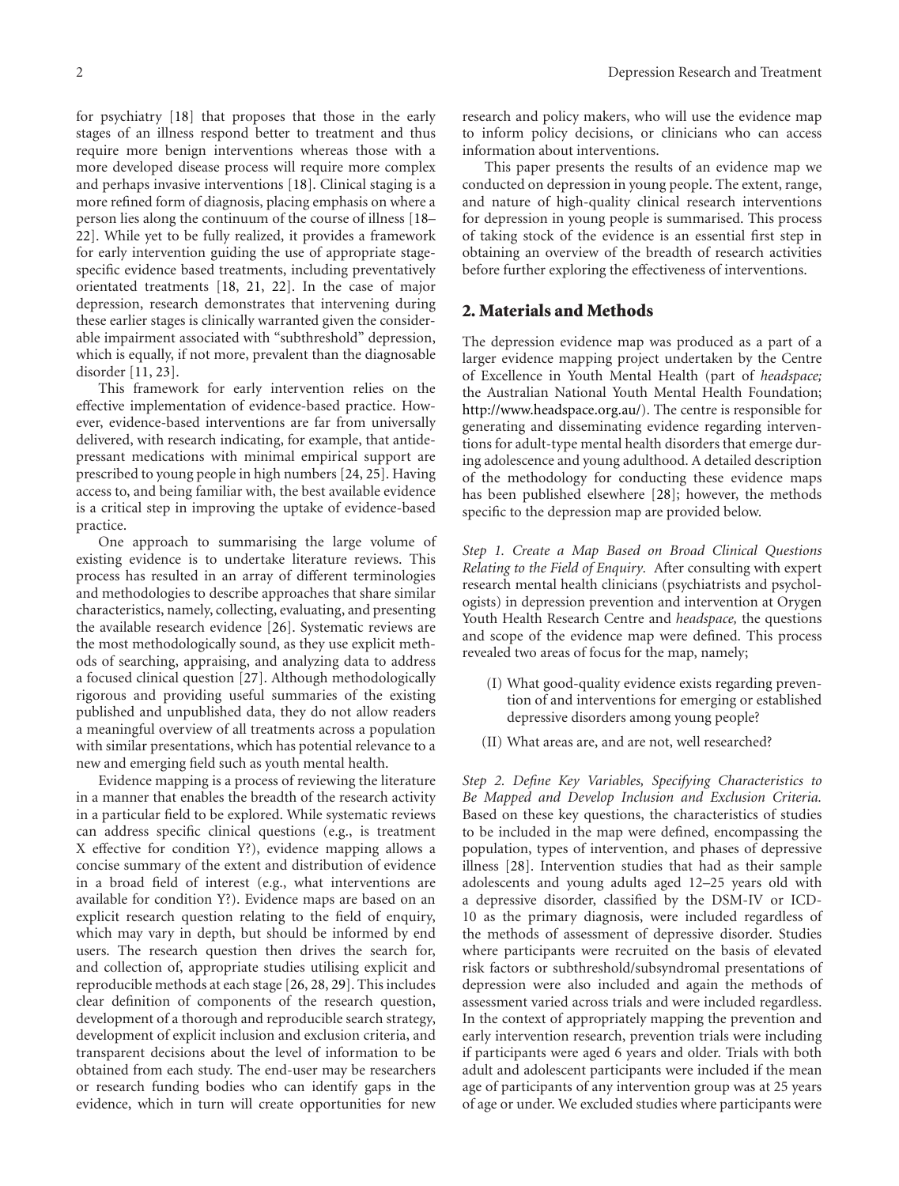for psychiatry [18] that proposes that those in the early stages of an illness respond better to treatment and thus require more benign interventions whereas those with a more developed disease process will require more complex and perhaps invasive interventions [18]. Clinical staging is a more refined form of diagnosis, placing emphasis on where a person lies along the continuum of the course of illness [18–22]. While yet to be fully realized, it provides a framework for early intervention guiding the use of appropriate stage-specific evidence based treatments, including preventatively orientated treatments [18, 21, 22]. In the case of major depression, research demonstrates that intervening during these earlier stages is clinically warranted given the considerable impairment associated with "subthreshold" depression, which is equally, if not more, prevalent than the diagnosable disorder [11, 23].

This framework for early intervention relies on the effective implementation of evidence-based practice. However, evidence-based interventions are far from universally delivered, with research indicating, for example, that antidepressant medications with minimal empirical support are prescribed to young people in high numbers [24, 25]. Having access to, and being familiar with, the best available evidence is a critical step in improving the uptake of evidence-based practice.

One approach to summarising the large volume of existing evidence is to undertake literature reviews. This process has resulted in an array of different terminologies and methodologies to describe approaches that share similar characteristics, namely, collecting, evaluating, and presenting the available research evidence [26]. Systematic reviews are the most methodologically sound, as they use explicit methods of searching, appraising, and analyzing data to address a focused clinical question [27]. Although methodologically rigorous and providing useful summaries of the existing published and unpublished data, they do not allow readers a meaningful overview of all treatments across a population with similar presentations, which has potential relevance to a new and emerging field such as youth mental health.

Evidence mapping is a process of reviewing the literature in a manner that enables the breadth of the research activity in a particular field to be explored. While systematic reviews can address specific clinical questions (e.g., is treatment X effective for condition Y?), evidence mapping allows a concise summary of the extent and distribution of evidence in a broad field of interest (e.g., what interventions are available for condition Y?). Evidence maps are based on an explicit research question relating to the field of enquiry, which may vary in depth, but should be informed by end users. The research question then drives the search for, and collection of, appropriate studies utilising explicit and reproducible methods at each stage [26, 28, 29]. This includes clear definition of components of the research question, development of a thorough and reproducible search strategy, development of explicit inclusion and exclusion criteria, and transparent decisions about the level of information to be obtained from each study. The end-user may be researchers or research funding bodies who can identify gaps in the evidence, which in turn will create opportunities for new research and policy makers, who will use the evidence map to inform policy decisions, or clinicians who can access information about interventions.

This paper presents the results of an evidence map we conducted on depression in young people. The extent, range, and nature of high-quality clinical research interventions for depression in young people is summarised. This process of taking stock of the evidence is an essential first step in obtaining an overview of the breadth of research activities before further exploring the effectiveness of interventions.

## 2. Materials and Methods

The depression evidence map was produced as a part of a larger evidence mapping project undertaken by the Centre of Excellence in Youth Mental Health (part of *headspace;* the Australian National Youth Mental Health Foundation; http://www.headspace.org.au/). The centre is responsible for generating and disseminating evidence regarding interventions for adult-type mental health disorders that emerge during adolescence and young adulthood. A detailed description of the methodology for conducting these evidence maps has been published elsewhere [28]; however, the methods specific to the depression map are provided below.

*Step 1. Create a Map Based on Broad Clinical Questions Relating to the Field of Enquiry.* After consulting with expert research mental health clinicians (psychiatrists and psychologists) in depression prevention and intervention at Orygen Youth Health Research Centre and *headspace,* the questions and scope of the evidence map were defined. This process revealed two areas of focus for the map, namely;

(I) What good-quality evidence exists regarding prevention of and interventions for emerging or established depressive disorders among young people?

(II) What areas are, and are not, well researched?

*Step 2. Define Key Variables, Specifying Characteristics to Be Mapped and Develop Inclusion and Exclusion Criteria.* Based on these key questions, the characteristics of studies to be included in the map were defined, encompassing the population, types of intervention, and phases of depressive illness [28]. Intervention studies that had as their sample adolescents and young adults aged 12–25 years old with a depressive disorder, classified by the DSM-IV or ICD-10 as the primary diagnosis, were included regardless of the methods of assessment of depressive disorder. Studies where participants were recruited on the basis of elevated risk factors or subthreshold/subsyndromal presentations of depression were also included and again the methods of assessment varied across trials and were included regardless. In the context of appropriately mapping the prevention and early intervention research, prevention trials were including if participants were aged 6 years and older. Trials with both adult and adolescent participants were included if the mean age of participants of any intervention group was at 25 years of age or under. We excluded studies where participants were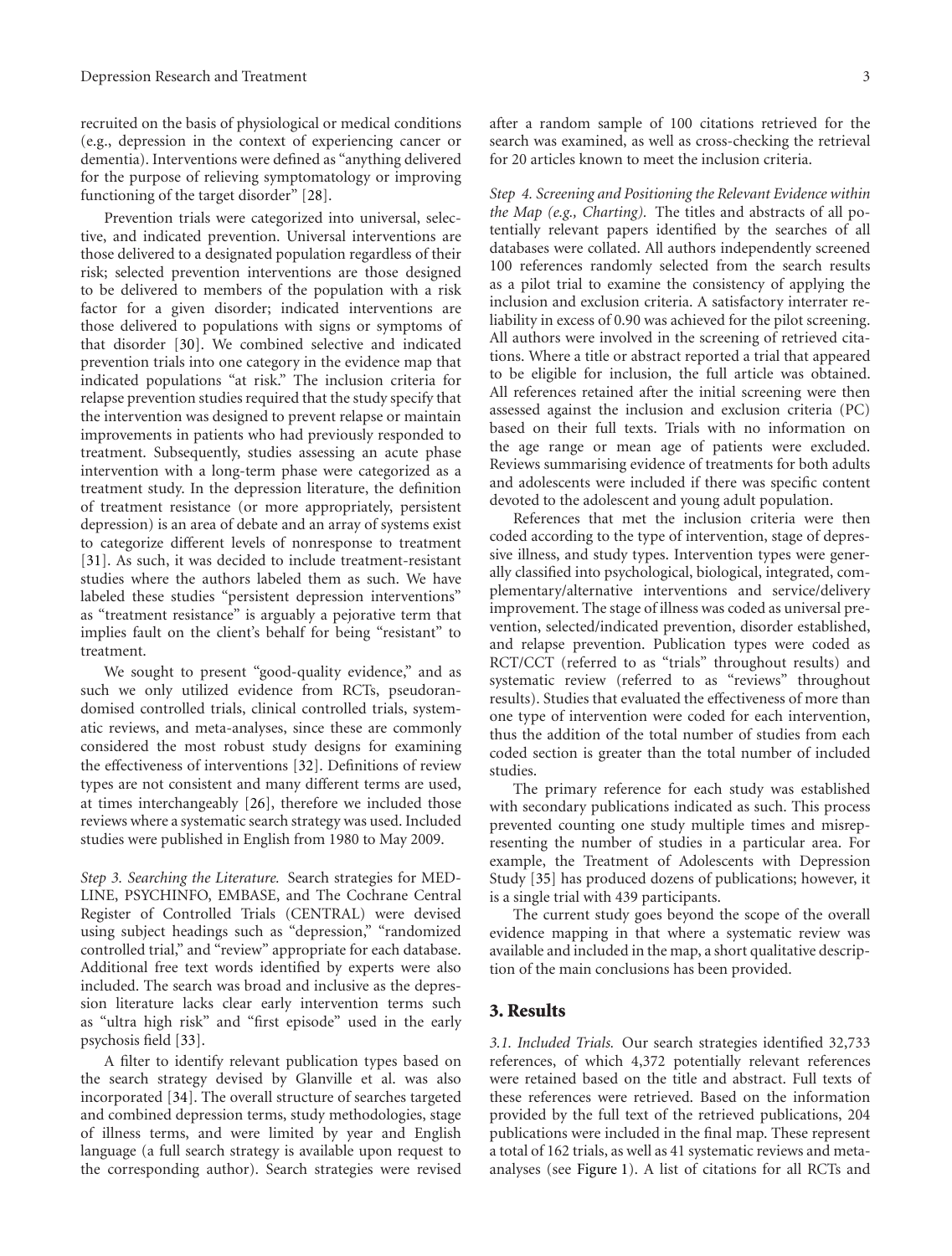recruited on the basis of physiological or medical conditions (e.g., depression in the context of experiencing cancer or dementia). Interventions were defined as "anything delivered for the purpose of relieving symptomatology or improving functioning of the target disorder" [28].

Prevention trials were categorized into universal, selective, and indicated prevention. Universal interventions are those delivered to a designated population regardless of their risk; selected prevention interventions are those designed to be delivered to members of the population with a risk factor for a given disorder; indicated interventions are those delivered to populations with signs or symptoms of that disorder [30]. We combined selective and indicated prevention trials into one category in the evidence map that indicated populations "at risk." The inclusion criteria for relapse prevention studies required that the study specify that the intervention was designed to prevent relapse or maintain improvements in patients who had previously responded to treatment. Subsequently, studies assessing an acute phase intervention with a long-term phase were categorized as a treatment study. In the depression literature, the definition of treatment resistance (or more appropriately, persistent depression) is an area of debate and an array of systems exist to categorize different levels of nonresponse to treatment [31]. As such, it was decided to include treatment-resistant studies where the authors labeled them as such. We have labeled these studies "persistent depression interventions" as "treatment resistance" is arguably a pejorative term that implies fault on the client's behalf for being "resistant" to treatment.

We sought to present "good-quality evidence," and as such we only utilized evidence from RCTs, pseudorandomised controlled trials, clinical controlled trials, systematic reviews, and meta-analyses, since these are commonly considered the most robust study designs for examining the effectiveness of interventions [32]. Definitions of review types are not consistent and many different terms are used, at times interchangeably [26], therefore we included those reviews where a systematic search strategy was used. Included studies were published in English from 1980 to May 2009.

*Step 3. Searching the Literature.* Search strategies for MEDLINE, PSYCHINFO, EMBASE, and The Cochrane Central Register of Controlled Trials (CENTRAL) were devised using subject headings such as "depression," "randomized controlled trial," and "review" appropriate for each database. Additional free text words identified by experts were also included. The search was broad and inclusive as the depression literature lacks clear early intervention terms such as "ultra high risk" and "first episode" used in the early psychosis field [33].

A filter to identify relevant publication types based on the search strategy devised by Glanville et al. was also incorporated [34]. The overall structure of searches targeted and combined depression terms, study methodologies, stage of illness terms, and were limited by year and English language (a full search strategy is available upon request to the corresponding author). Search strategies were revised after a random sample of 100 citations retrieved for the search was examined, as well as cross-checking the retrieval for 20 articles known to meet the inclusion criteria.

*Step 4. Screening and Positioning the Relevant Evidence within the Map (e.g., Charting).* The titles and abstracts of all potentially relevant papers identified by the searches of all databases were collated. All authors independently screened 100 references randomly selected from the search results as a pilot trial to examine the consistency of applying the inclusion and exclusion criteria. A satisfactory interrater reliability in excess of 0.90 was achieved for the pilot screening. All authors were involved in the screening of retrieved citations. Where a title or abstract reported a trial that appeared to be eligible for inclusion, the full article was obtained. All references retained after the initial screening were then assessed against the inclusion and exclusion criteria (PC) based on their full texts. Trials with no information on the age range or mean age of patients were excluded. Reviews summarising evidence of treatments for both adults and adolescents were included if there was specific content devoted to the adolescent and young adult population.

References that met the inclusion criteria were then coded according to the type of intervention, stage of depressive illness, and study types. Intervention types were generally classified into psychological, biological, integrated, complementary/alternative interventions and service/delivery improvement. The stage of illness was coded as universal prevention, selected/indicated prevention, disorder established, and relapse prevention. Publication types were coded as RCT/CCT (referred to as "trials" throughout results) and systematic review (referred to as "reviews" throughout results). Studies that evaluated the effectiveness of more than one type of intervention were coded for each intervention, thus the addition of the total number of studies from each coded section is greater than the total number of included studies.

The primary reference for each study was established with secondary publications indicated as such. This process prevented counting one study multiple times and misrepresenting the number of studies in a particular area. For example, the Treatment of Adolescents with Depression Study [35] has produced dozens of publications; however, it is a single trial with 439 participants.

The current study goes beyond the scope of the overall evidence mapping in that where a systematic review was available and included in the map, a short qualitative description of the main conclusions has been provided.

## 3. Results

*3.1. Included Trials.* Our search strategies identified 32,733 references, of which 4,372 potentially relevant references were retained based on the title and abstract. Full texts of these references were retrieved. Based on the information provided by the full text of the retrieved publications, 204 publications were included in the final map. These represent a total of 162 trials, as well as 41 systematic reviews and meta-analyses (see Figure 1). A list of citations for all RCTs and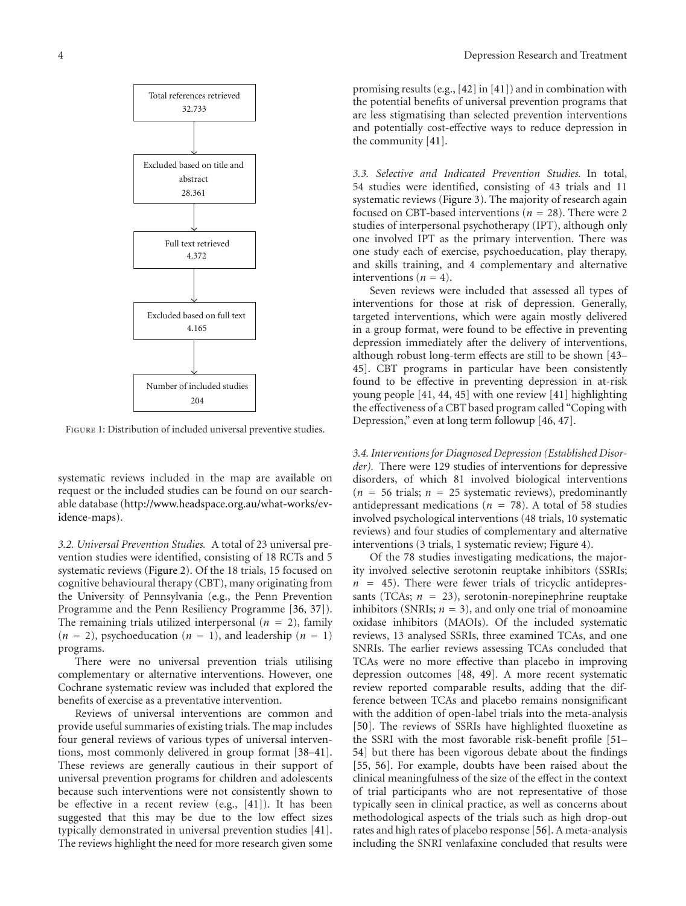Total references retrieved
32.733

Excluded based on title and abstract
28.361

Full text retrieved
4.372

Excluded based on full text
4.165

Number of included studies
204

Figure 1: Distribution of included universal preventive studies.

systematic reviews included in the map are available on request or the included studies can be found on our searchable database (http://www.headspace.org.au/what-works/evidence-maps).

*3.2. Universal Prevention Studies.* A total of 23 universal prevention studies were identified, consisting of 18 RCTs and 5 systematic reviews (Figure 2). Of the 18 trials, 15 focused on cognitive behavioural therapy (CBT), many originating from the University of Pennsylvania (e.g., the Penn Prevention Programme and the Penn Resiliency Programme [36, 37]). The remaining trials utilized interpersonal ($n = 2$), family ($n = 2$), psychoeducation ($n = 1$), and leadership ($n = 1$) programs.

There were no universal prevention trials utilising complementary or alternative interventions. However, one Cochrane systematic review was included that explored the benefits of exercise as a preventative intervention.

Reviews of universal interventions are common and provide useful summaries of existing trials. The map includes four general reviews of various types of universal interventions, most commonly delivered in group format [38–41]. These reviews are generally cautious in their support of universal prevention programs for children and adolescents because such interventions were not consistently shown to be effective in a recent review (e.g., [41]). It has been suggested that this may be due to the low effect sizes typically demonstrated in universal prevention studies [41]. The reviews highlight the need for more research given some promising results (e.g., [42] in [41]) and in combination with the potential benefits of universal prevention programs that are less stigmatising than selected prevention interventions and potentially cost-effective ways to reduce depression in the community [41].

*3.3. Selective and Indicated Prevention Studies.* In total, 54 studies were identified, consisting of 43 trials and 11 systematic reviews (Figure 3). The majority of research again focused on CBT-based interventions ($n = 28$). There were 2 studies of interpersonal psychotherapy (IPT), although only one involved IPT as the primary intervention. There was one study each of exercise, psychoeducation, play therapy, and skills training, and 4 complementary and alternative interventions ($n = 4$).

Seven reviews were included that assessed all types of interventions for those at risk of depression. Generally, targeted interventions, which were again mostly delivered in a group format, were found to be effective in preventing depression immediately after the delivery of interventions, although robust long-term effects are still to be shown [43–45]. CBT programs in particular have been consistently found to be effective in preventing depression in at-risk young people [41, 44, 45] with one review [41] highlighting the effectiveness of a CBT based program called "Coping with Depression," even at long term followup [46, 47].

*3.4. Interventions for Diagnosed Depression (Established Disorder).* There were 129 studies of interventions for depressive disorders, of which 81 involved biological interventions ($n = 56$ trials; $n = 25$ systematic reviews), predominantly antidepressant medications ($n = 78$). A total of 58 studies involved psychological interventions (48 trials, 10 systematic reviews) and four studies of complementary and alternative interventions (3 trials, 1 systematic review; Figure 4).

Of the 78 studies investigating medications, the majority involved selective serotonin reuptake inhibitors (SSRIs; $n = 45$). There were fewer trials of tricyclic antidepressants (TCAs; $n = 23$), serotonin-norepinephrine reuptake inhibitors (SNRIs; $n = 3$), and only one trial of monoamine oxidase inhibitors (MAOIs). Of the included systematic reviews, 13 analysed SSRIs, three examined TCAs, and one SNRIs. The earlier reviews assessing TCAs concluded that TCAs were no more effective than placebo in improving depression outcomes [48, 49]. A more recent systematic review reported comparable results, adding that the difference between TCAs and placebo remains nonsignificant with the addition of open-label trials into the meta-analysis [50]. The reviews of SSRIs have highlighted fluoxetine as the SSRI with the most favorable risk-benefit profile [51–54] but there has been vigorous debate about the findings [55, 56]. For example, doubts have been raised about the clinical meaningfulness of the size of the effect in the context of trial participants who are not representative of those typically seen in clinical practice, as well as concerns about methodological aspects of the trials such as high drop-out rates and high rates of placebo response [56]. A meta-analysis including the SNRI venlafaxine concluded that results were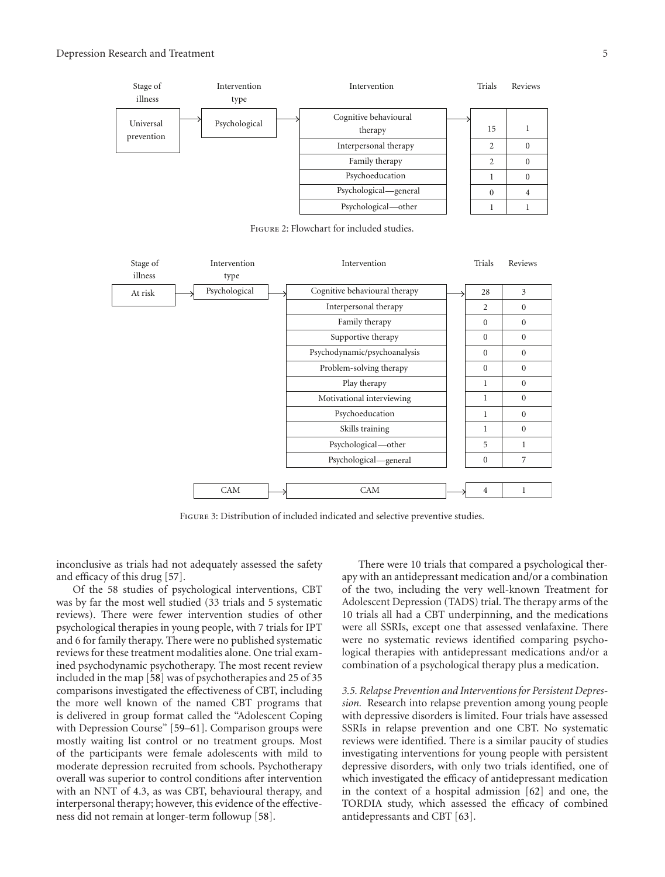| Stage of illness | Intervention type | Intervention | Trials | Reviews |
|---|---|---|---|---|
| Universal prevention | Psychological | Cognitive behavioural therapy | 15 | 1 |
| | | Interpersonal therapy | 2 | 0 |
| | | Family therapy | 2 | 0 |
| | | Psychoeducation | 1 | 0 |
| | | Psychological—general | 0 | 4 |
| | | Psychological—other | 1 | 1 |

Figure 2: Flowchart for included studies.

| Stage of illness | Intervention type | Intervention | Trials | Reviews |
|---|---|---|---|---|
| At risk | Psychological | Cognitive behavioural therapy | 28 | 3 |
| | | Interpersonal therapy | 2 | 0 |
| | | Family therapy | 0 | 0 |
| | | Supportive therapy | 0 | 0 |
| | | Psychodynamic/psychoanalysis | 0 | 0 |
| | | Problem-solving therapy | 0 | 0 |
| | | Play therapy | 1 | 0 |
| | | Motivational interviewing | 1 | 0 |
| | | Psychoeducation | 1 | 0 |
| | | Skills training | 1 | 0 |
| | | Psychological—other | 5 | 1 |
| | | Psychological—general | 0 | 7 |
| | CAM | CAM | 4 | 1 |

Figure 3: Distribution of included indicated and selective preventive studies.

inconclusive as trials had not adequately assessed the safety and efficacy of this drug [57].

Of the 58 studies of psychological interventions, CBT was by far the most well studied (33 trials and 5 systematic reviews). There were fewer intervention studies of other psychological therapies in young people, with 7 trials for IPT and 6 for family therapy. There were no published systematic reviews for these treatment modalities alone. One trial examined psychodynamic psychotherapy. The most recent review included in the map [58] was of psychotherapies and 25 of 35 comparisons investigated the effectiveness of CBT, including the more well known of the named CBT programs that is delivered in group format called the "Adolescent Coping with Depression Course" [59–61]. Comparison groups were mostly waiting list control or no treatment groups. Most of the participants were female adolescents with mild to moderate depression recruited from schools. Psychotherapy overall was superior to control conditions after intervention with an NNT of 4.3, as was CBT, behavioural therapy, and interpersonal therapy; however, this evidence of the effectiveness did not remain at longer-term followup [58].

There were 10 trials that compared a psychological therapy with an antidepressant medication and/or a combination of the two, including the very well-known Treatment for Adolescent Depression (TADS) trial. The therapy arms of the 10 trials all had a CBT underpinning, and the medications were all SSRIs, except one that assessed venlafaxine. There were no systematic reviews identified comparing psychological therapies with antidepressant medications and/or a combination of a psychological therapy plus a medication.

*3.5. Relapse Prevention and Interventions for Persistent Depression.* Research into relapse prevention among young people with depressive disorders is limited. Four trials have assessed SSRIs in relapse prevention and one CBT. No systematic reviews were identified. There is a similar paucity of studies investigating interventions for young people with persistent depressive disorders, with only two trials identified, one of which investigated the efficacy of antidepressant medication in the context of a hospital admission [62] and one, the TORDIA study, which assessed the efficacy of combined antidepressants and CBT [63].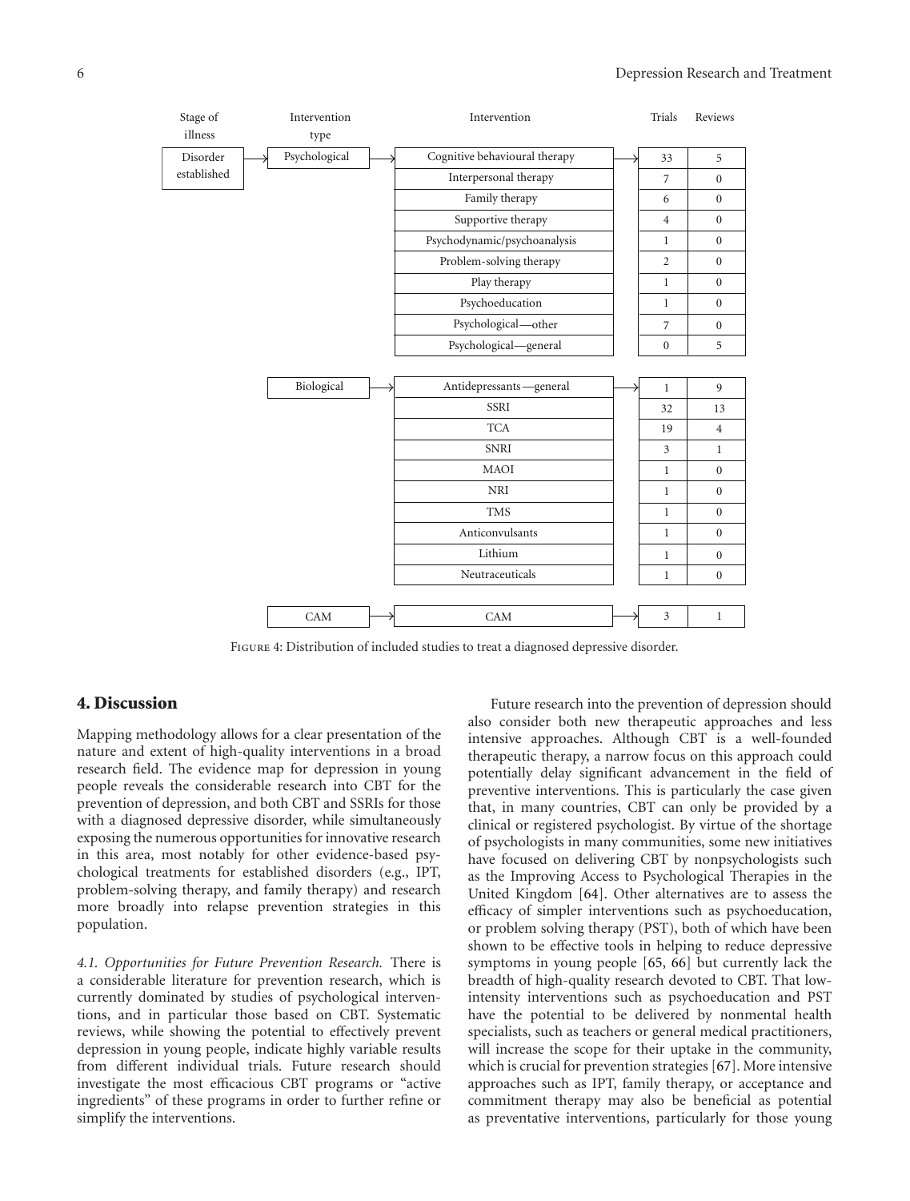| Stage of illness | Intervention type | Intervention | Trials | Reviews |
|---|---|---|---|---|
| Disorder established | Psychological | Cognitive behavioural therapy | 33 | 5 |
| | | Interpersonal therapy | 7 | 0 |
| | | Family therapy | 6 | 0 |
| | | Supportive therapy | 4 | 0 |
| | | Psychodynamic/psychoanalysis | 1 | 0 |
| | | Problem-solving therapy | 2 | 0 |
| | | Play therapy | 1 | 0 |
| | | Psychoeducation | 1 | 0 |
| | | Psychological—other | 7 | 0 |
| | | Psychological—general | 0 | 5 |
| | Biological | Antidepressants—general | 1 | 9 |
| | | SSRI | 32 | 13 |
| | | TCA | 19 | 4 |
| | | SNRI | 3 | 1 |
| | | MAOI | 1 | 0 |
| | | NRI | 1 | 0 |
| | | TMS | 1 | 0 |
| | | Anticonvulsants | 1 | 0 |
| | | Lithium | 1 | 0 |
| | | Neutraceuticals | 1 | 0 |
| | CAM | CAM | 3 | 1 |

Figure 4: Distribution of included studies to treat a diagnosed depressive disorder.

## 4. Discussion

Mapping methodology allows for a clear presentation of the nature and extent of high-quality interventions in a broad research field. The evidence map for depression in young people reveals the considerable research into CBT for the prevention of depression, and both CBT and SSRIs for those with a diagnosed depressive disorder, while simultaneously exposing the numerous opportunities for innovative research in this area, most notably for other evidence-based psychological treatments for established disorders (e.g., IPT, problem-solving therapy, and family therapy) and research more broadly into relapse prevention strategies in this population.

*4.1. Opportunities for Future Prevention Research.* There is a considerable literature for prevention research, which is currently dominated by studies of psychological interventions, and in particular those based on CBT. Systematic reviews, while showing the potential to effectively prevent depression in young people, indicate highly variable results from different individual trials. Future research should investigate the most efficacious CBT programs or "active ingredients" of these programs in order to further refine or simplify the interventions.

Future research into the prevention of depression should also consider both new therapeutic approaches and less intensive approaches. Although CBT is a well-founded therapeutic therapy, a narrow focus on this approach could potentially delay significant advancement in the field of preventive interventions. This is particularly the case given that, in many countries, CBT can only be provided by a clinical or registered psychologist. By virtue of the shortage of psychologists in many communities, some new initiatives have focused on delivering CBT by nonpsychologists such as the Improving Access to Psychological Therapies in the United Kingdom [64]. Other alternatives are to assess the efficacy of simpler interventions such as psychoeducation, or problem solving therapy (PST), both of which have been shown to be effective tools in helping to reduce depressive symptoms in young people [65, 66] but currently lack the breadth of high-quality research devoted to CBT. That low-intensity interventions such as psychoeducation and PST have the potential to be delivered by nonmental health specialists, such as teachers or general medical practitioners, will increase the scope for their uptake in the community, which is crucial for prevention strategies [67]. More intensive approaches such as IPT, family therapy, or acceptance and commitment therapy may also be beneficial as potential as preventative interventions, particularly for those young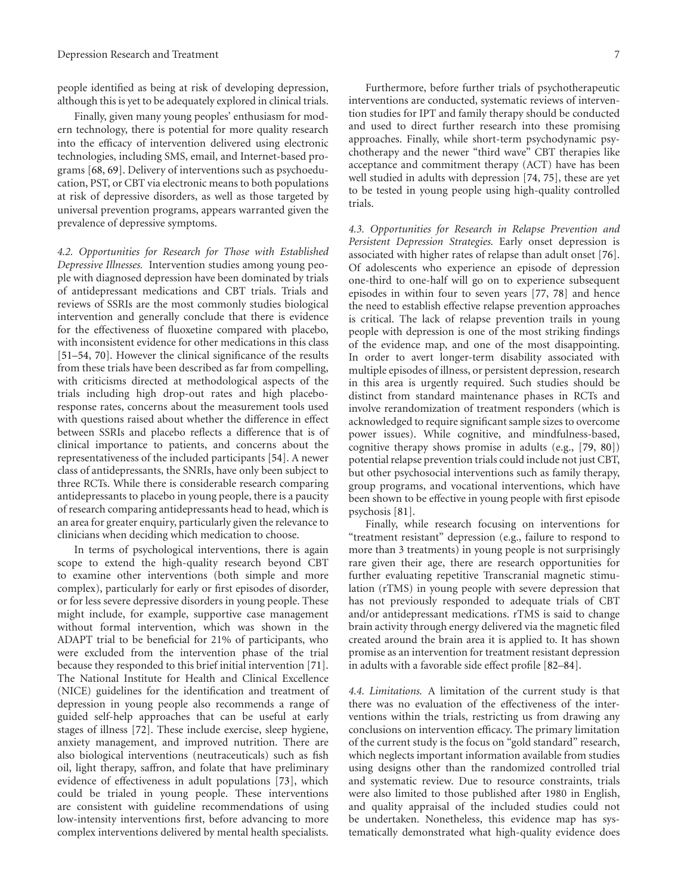people identified as being at risk of developing depression, although this is yet to be adequately explored in clinical trials.

Finally, given many young peoples' enthusiasm for modern technology, there is potential for more quality research into the efficacy of intervention delivered using electronic technologies, including SMS, email, and Internet-based programs [68, 69]. Delivery of interventions such as psychoeducation, PST, or CBT via electronic means to both populations at risk of depressive disorders, as well as those targeted by universal prevention programs, appears warranted given the prevalence of depressive symptoms.

*4.2. Opportunities for Research for Those with Established Depressive Illnesses.* Intervention studies among young people with diagnosed depression have been dominated by trials of antidepressant medications and CBT trials. Trials and reviews of SSRIs are the most commonly studies biological intervention and generally conclude that there is evidence for the effectiveness of fluoxetine compared with placebo, with inconsistent evidence for other medications in this class [51–54, 70]. However the clinical significance of the results from these trials have been described as far from compelling, with criticisms directed at methodological aspects of the trials including high drop-out rates and high placebo-response rates, concerns about the measurement tools used with questions raised about whether the difference in effect between SSRIs and placebo reflects a difference that is of clinical importance to patients, and concerns about the representativeness of the included participants [54]. A newer class of antidepressants, the SNRIs, have only been subject to three RCTs. While there is considerable research comparing antidepressants to placebo in young people, there is a paucity of research comparing antidepressants head to head, which is an area for greater enquiry, particularly given the relevance to clinicians when deciding which medication to choose.

In terms of psychological interventions, there is again scope to extend the high-quality research beyond CBT to examine other interventions (both simple and more complex), particularly for early or first episodes of disorder, or for less severe depressive disorders in young people. These might include, for example, supportive case management without formal intervention, which was shown in the ADAPT trial to be beneficial for 21% of participants, who were excluded from the intervention phase of the trial because they responded to this brief initial intervention [71]. The National Institute for Health and Clinical Excellence (NICE) guidelines for the identification and treatment of depression in young people also recommends a range of guided self-help approaches that can be useful at early stages of illness [72]. These include exercise, sleep hygiene, anxiety management, and improved nutrition. There are also biological interventions (neutraceuticals) such as fish oil, light therapy, saffron, and folate that have preliminary evidence of effectiveness in adult populations [73], which could be trialed in young people. These interventions are consistent with guideline recommendations of using low-intensity interventions first, before advancing to more complex interventions delivered by mental health specialists.

Furthermore, before further trials of psychotherapeutic interventions are conducted, systematic reviews of intervention studies for IPT and family therapy should be conducted and used to direct further research into these promising approaches. Finally, while short-term psychodynamic psychotherapy and the newer "third wave" CBT therapies like acceptance and commitment therapy (ACT) have has been well studied in adults with depression [74, 75], these are yet to be tested in young people using high-quality controlled trials.

*4.3. Opportunities for Research in Relapse Prevention and Persistent Depression Strategies.* Early onset depression is associated with higher rates of relapse than adult onset [76]. Of adolescents who experience an episode of depression one-third to one-half will go on to experience subsequent episodes in within four to seven years [77, 78] and hence the need to establish effective relapse prevention approaches is critical. The lack of relapse prevention trails in young people with depression is one of the most striking findings of the evidence map, and one of the most disappointing. In order to avert longer-term disability associated with multiple episodes of illness, or persistent depression, research in this area is urgently required. Such studies should be distinct from standard maintenance phases in RCTs and involve rerandomization of treatment responders (which is acknowledged to require significant sample sizes to overcome power issues). While cognitive, and mindfulness-based, cognitive therapy shows promise in adults (e.g., [79, 80]) potential relapse prevention trials could include not just CBT, but other psychosocial interventions such as family therapy, group programs, and vocational interventions, which have been shown to be effective in young people with first episode psychosis [81].

Finally, while research focusing on interventions for "treatment resistant" depression (e.g., failure to respond to more than 3 treatments) in young people is not surprisingly rare given their age, there are research opportunities for further evaluating repetitive Transcranial magnetic stimulation (rTMS) in young people with severe depression that has not previously responded to adequate trials of CBT and/or antidepressant medications. rTMS is said to change brain activity through energy delivered via the magnetic filed created around the brain area it is applied to. It has shown promise as an intervention for treatment resistant depression in adults with a favorable side effect profile [82–84].

*4.4. Limitations.* A limitation of the current study is that there was no evaluation of the effectiveness of the interventions within the trials, restricting us from drawing any conclusions on intervention efficacy. The primary limitation of the current study is the focus on "gold standard" research, which neglects important information available from studies using designs other than the randomized controlled trial and systematic review. Due to resource constraints, trials were also limited to those published after 1980 in English, and quality appraisal of the included studies could not be undertaken. Nonetheless, this evidence map has systematically demonstrated what high-quality evidence does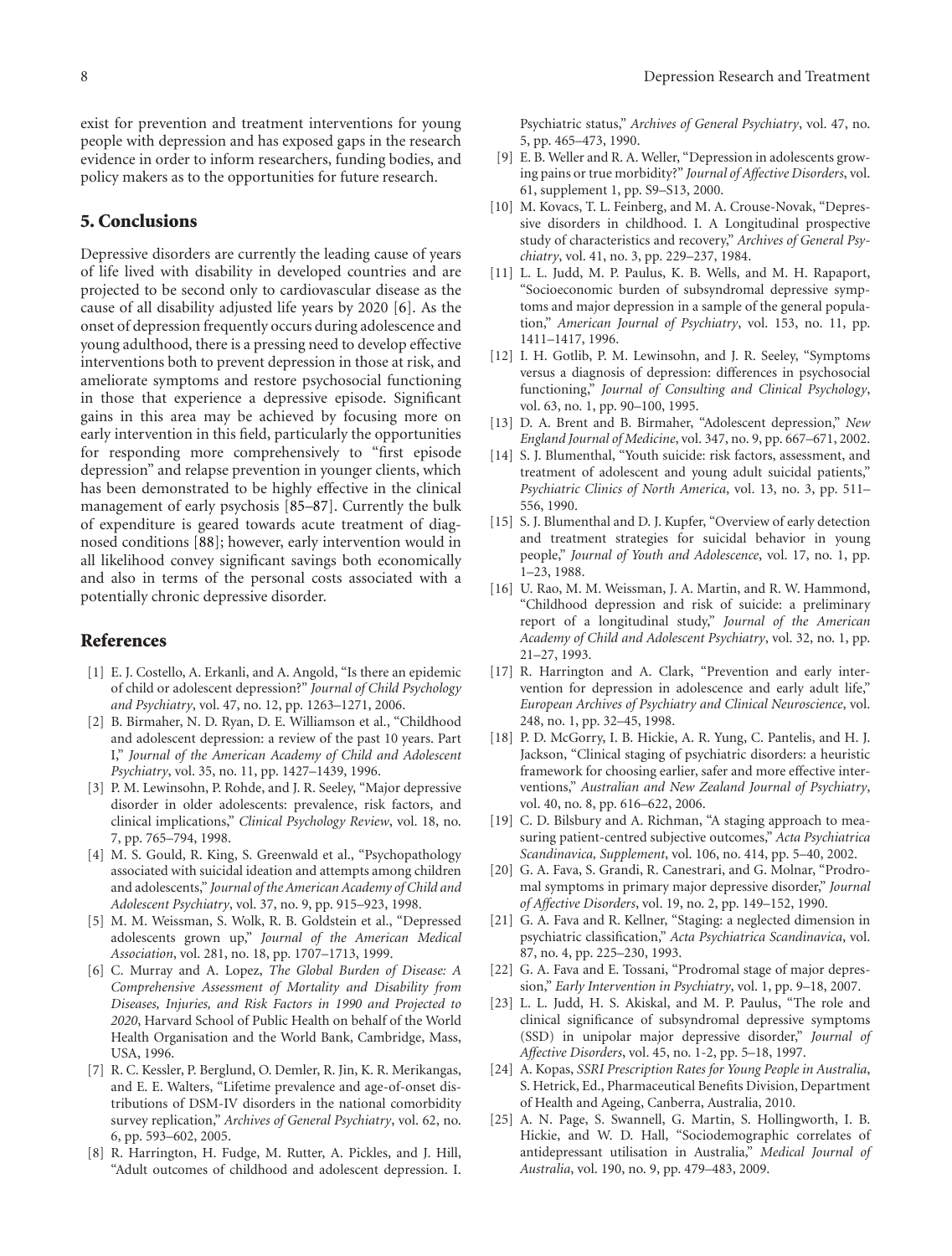exist for prevention and treatment interventions for young people with depression and has exposed gaps in the research evidence in order to inform researchers, funding bodies, and policy makers as to the opportunities for future research.

## 5. Conclusions

Depressive disorders are currently the leading cause of years of life lived with disability in developed countries and are projected to be second only to cardiovascular disease as the cause of all disability adjusted life years by 2020 [6]. As the onset of depression frequently occurs during adolescence and young adulthood, there is a pressing need to develop effective interventions both to prevent depression in those at risk, and ameliorate symptoms and restore psychosocial functioning in those that experience a depressive episode. Significant gains in this area may be achieved by focusing more on early intervention in this field, particularly the opportunities for responding more comprehensively to "first episode depression" and relapse prevention in younger clients, which has been demonstrated to be highly effective in the clinical management of early psychosis [85–87]. Currently the bulk of expenditure is geared towards acute treatment of diagnosed conditions [88]; however, early intervention would in all likelihood convey significant savings both economically and also in terms of the personal costs associated with a potentially chronic depressive disorder.

## References

[1] E. J. Costello, A. Erkanli, and A. Angold, "Is there an epidemic of child or adolescent depression?" *Journal of Child Psychology and Psychiatry*, vol. 47, no. 12, pp. 1263–1271, 2006.

[2] B. Birmaher, N. D. Ryan, D. E. Williamson et al., "Childhood and adolescent depression: a review of the past 10 years. Part I," *Journal of the American Academy of Child and Adolescent Psychiatry*, vol. 35, no. 11, pp. 1427–1439, 1996.

[3] P. M. Lewinsohn, P. Rohde, and J. R. Seeley, "Major depressive disorder in older adolescents: prevalence, risk factors, and clinical implications," *Clinical Psychology Review*, vol. 18, no. 7, pp. 765–794, 1998.

[4] M. S. Gould, R. King, S. Greenwald et al., "Psychopathology associated with suicidal ideation and attempts among children and adolescents," *Journal of the American Academy of Child and Adolescent Psychiatry*, vol. 37, no. 9, pp. 915–923, 1998.

[5] M. M. Weissman, S. Wolk, R. B. Goldstein et al., "Depressed adolescents grown up," *Journal of the American Medical Association*, vol. 281, no. 18, pp. 1707–1713, 1999.

[6] C. Murray and A. Lopez, *The Global Burden of Disease: A Comprehensive Assessment of Mortality and Disability from Diseases, Injuries, and Risk Factors in 1990 and Projected to 2020*, Harvard School of Public Health on behalf of the World Health Organisation and the World Bank, Cambridge, Mass, USA, 1996.

[7] R. C. Kessler, P. Berglund, O. Demler, R. Jin, K. R. Merikangas, and E. E. Walters, "Lifetime prevalence and age-of-onset distributions of DSM-IV disorders in the national comorbidity survey replication," *Archives of General Psychiatry*, vol. 62, no. 6, pp. 593–602, 2005.

[8] R. Harrington, H. Fudge, M. Rutter, A. Pickles, and J. Hill, "Adult outcomes of childhood and adolescent depression. I. Psychiatric status," *Archives of General Psychiatry*, vol. 47, no. 5, pp. 465–473, 1990.

[9] E. B. Weller and R. A. Weller, "Depression in adolescents growing pains or true morbidity?" *Journal of Affective Disorders*, vol. 61, supplement 1, pp. S9–S13, 2000.

[10] M. Kovacs, T. L. Feinberg, and M. A. Crouse-Novak, "Depressive disorders in childhood. I. A Longitudinal prospective study of characteristics and recovery," *Archives of General Psychiatry*, vol. 41, no. 3, pp. 229–237, 1984.

[11] L. L. Judd, M. P. Paulus, K. B. Wells, and M. H. Rapaport, "Socioeconomic burden of subsyndromal depressive symptoms and major depression in a sample of the general population," *American Journal of Psychiatry*, vol. 153, no. 11, pp. 1411–1417, 1996.

[12] I. H. Gotlib, P. M. Lewinsohn, and J. R. Seeley, "Symptoms versus a diagnosis of depression: differences in psychosocial functioning," *Journal of Consulting and Clinical Psychology*, vol. 63, no. 1, pp. 90–100, 1995.

[13] D. A. Brent and B. Birmaher, "Adolescent depression," *New England Journal of Medicine*, vol. 347, no. 9, pp. 667–671, 2002.

[14] S. J. Blumenthal, "Youth suicide: risk factors, assessment, and treatment of adolescent and young adult suicidal patients," *Psychiatric Clinics of North America*, vol. 13, no. 3, pp. 511–556, 1990.

[15] S. J. Blumenthal and D. J. Kupfer, "Overview of early detection and treatment strategies for suicidal behavior in young people," *Journal of Youth and Adolescence*, vol. 17, no. 1, pp. 1–23, 1988.

[16] U. Rao, M. M. Weissman, J. A. Martin, and R. W. Hammond, "Childhood depression and risk of suicide: a preliminary report of a longitudinal study," *Journal of the American Academy of Child and Adolescent Psychiatry*, vol. 32, no. 1, pp. 21–27, 1993.

[17] R. Harrington and A. Clark, "Prevention and early intervention for depression in adolescence and early adult life," *European Archives of Psychiatry and Clinical Neuroscience*, vol. 248, no. 1, pp. 32–45, 1998.

[18] P. D. McGorry, I. B. Hickie, A. R. Yung, C. Pantelis, and H. J. Jackson, "Clinical staging of psychiatric disorders: a heuristic framework for choosing earlier, safer and more effective interventions," *Australian and New Zealand Journal of Psychiatry*, vol. 40, no. 8, pp. 616–622, 2006.

[19] C. D. Bilsbury and A. Richman, "A staging approach to measuring patient-centred subjective outcomes," *Acta Psychiatrica Scandinavica, Supplement*, vol. 106, no. 414, pp. 5–40, 2002.

[20] G. A. Fava, S. Grandi, R. Canestrari, and G. Molnar, "Prodromal symptoms in primary major depressive disorder," *Journal of Affective Disorders*, vol. 19, no. 2, pp. 149–152, 1990.

[21] G. A. Fava and R. Kellner, "Staging: a neglected dimension in psychiatric classification," *Acta Psychiatrica Scandinavica*, vol. 87, no. 4, pp. 225–230, 1993.

[22] G. A. Fava and E. Tossani, "Prodromal stage of major depression," *Early Intervention in Psychiatry*, vol. 1, pp. 9–18, 2007.

[23] L. L. Judd, H. S. Akiskal, and M. P. Paulus, "The role and clinical significance of subsyndromal depressive symptoms (SSD) in unipolar major depressive disorder," *Journal of Affective Disorders*, vol. 45, no. 1-2, pp. 5–18, 1997.

[24] A. Kopas, *SSRI Prescription Rates for Young People in Australia*, S. Hetrick, Ed., Pharmaceutical Benefits Division, Department of Health and Ageing, Canberra, Australia, 2010.

[25] A. N. Page, S. Swannell, G. Martin, S. Hollingworth, I. B. Hickie, and W. D. Hall, "Sociodemographic correlates of antidepressant utilisation in Australia," *Medical Journal of Australia*, vol. 190, no. 9, pp. 479–483, 2009.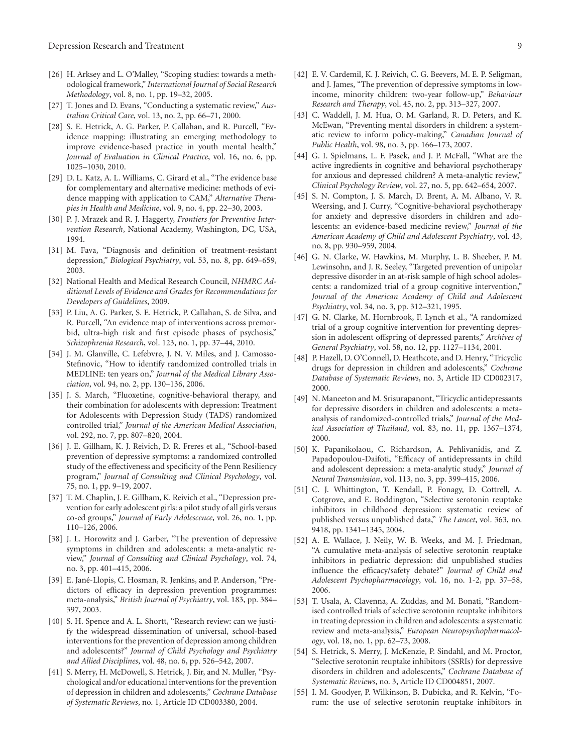[26] H. Arksey and L. O'Malley, "Scoping studies: towards a methodological framework," *International Journal of Social Research Methodology*, vol. 8, no. 1, pp. 19–32, 2005.

[27] T. Jones and D. Evans, "Conducting a systematic review," *Australian Critical Care*, vol. 13, no. 2, pp. 66–71, 2000.

[28] S. E. Hetrick, A. G. Parker, P. Callahan, and R. Purcell, "Evidence mapping: illustrating an emerging methodology to improve evidence-based practice in youth mental health," *Journal of Evaluation in Clinical Practice*, vol. 16, no. 6, pp. 1025–1030, 2010.

[29] D. L. Katz, A. L. Williams, C. Girard et al., "The evidence base for complementary and alternative medicine: methods of evidence mapping with application to CAM," *Alternative Therapies in Health and Medicine*, vol. 9, no. 4, pp. 22–30, 2003.

[30] P. J. Mrazek and R. J. Haggerty, *Frontiers for Preventive Intervention Research*, National Academy, Washington, DC, USA, 1994.

[31] M. Fava, "Diagnosis and definition of treatment-resistant depression," *Biological Psychiatry*, vol. 53, no. 8, pp. 649–659, 2003.

[32] National Health and Medical Research Council, *NHMRC Additional Levels of Evidence and Grades for Recommendations for Developers of Guidelines*, 2009.

[33] P. Liu, A. G. Parker, S. E. Hetrick, P. Callahan, S. de Silva, and R. Purcell, "An evidence map of interventions across premorbid, ultra-high risk and first episode phases of psychosis," *Schizophrenia Research*, vol. 123, no. 1, pp. 37–44, 2010.

[34] J. M. Glanville, C. Lefebvre, J. N. V. Miles, and J. Camosso-Stefinovic, "How to identify randomized controlled trials in MEDLINE: ten years on," *Journal of the Medical Library Association*, vol. 94, no. 2, pp. 130–136, 2006.

[35] J. S. March, "Fluoxetine, cognitive-behavioral therapy, and their combination for adolescents with depression: Treatment for Adolescents with Depression Study (TADS) randomized controlled trial," *Journal of the American Medical Association*, vol. 292, no. 7, pp. 807–820, 2004.

[36] J. E. Gillham, K. J. Reivich, D. R. Freres et al., "School-based prevention of depressive symptoms: a randomized controlled study of the effectiveness and specificity of the Penn Resiliency program," *Journal of Consulting and Clinical Psychology*, vol. 75, no. 1, pp. 9–19, 2007.

[37] T. M. Chaplin, J. E. Gillham, K. Reivich et al., "Depression prevention for early adolescent girls: a pilot study of all girls versus co-ed groups," *Journal of Early Adolescence*, vol. 26, no. 1, pp. 110–126, 2006.

[38] J. L. Horowitz and J. Garber, "The prevention of depressive symptoms in children and adolescents: a meta-analytic review," *Journal of Consulting and Clinical Psychology*, vol. 74, no. 3, pp. 401–415, 2006.

[39] E. Jané-Llopis, C. Hosman, R. Jenkins, and P. Anderson, "Predictors of efficacy in depression prevention programmes: meta-analysis," *British Journal of Psychiatry*, vol. 183, pp. 384–397, 2003.

[40] S. H. Spence and A. L. Shortt, "Research review: can we justify the widespread dissemination of universal, school-based interventions for the prevention of depression among children and adolescents?" *Journal of Child Psychology and Psychiatry and Allied Disciplines*, vol. 48, no. 6, pp. 526–542, 2007.

[41] S. Merry, H. McDowell, S. Hetrick, J. Bir, and N. Muller, "Psychological and/or educational interventions for the prevention of depression in children and adolescents," *Cochrane Database of Systematic Reviews*, no. 1, Article ID CD003380, 2004.

[42] E. V. Cardemil, K. J. Reivich, C. G. Beevers, M. E. P. Seligman, and J. James, "The prevention of depressive symptoms in low-income, minority children: two-year follow-up," *Behaviour Research and Therapy*, vol. 45, no. 2, pp. 313–327, 2007.

[43] C. Waddell, J. M. Hua, O. M. Garland, R. D. Peters, and K. McEwan, "Preventing mental disorders in children: a systematic review to inform policy-making," *Canadian Journal of Public Health*, vol. 98, no. 3, pp. 166–173, 2007.

[44] G. I. Spielmans, L. F. Pasek, and J. P. McFall, "What are the active ingredients in cognitive and behavioral psychotherapy for anxious and depressed children? A meta-analytic review," *Clinical Psychology Review*, vol. 27, no. 5, pp. 642–654, 2007.

[45] S. N. Compton, J. S. March, D. Brent, A. M. Albano, V. R. Weersing, and J. Curry, "Cognitive-behavioral psychotherapy for anxiety and depressive disorders in children and adolescents: an evidence-based medicine review," *Journal of the American Academy of Child and Adolescent Psychiatry*, vol. 43, no. 8, pp. 930–959, 2004.

[46] G. N. Clarke, W. Hawkins, M. Murphy, L. B. Sheeber, P. M. Lewinsohn, and J. R. Seeley, "Targeted prevention of unipolar depressive disorder in an at-risk sample of high school adolescents: a randomized trial of a group cognitive intervention," *Journal of the American Academy of Child and Adolescent Psychiatry*, vol. 34, no. 3, pp. 312–321, 1995.

[47] G. N. Clarke, M. Hornbrook, F. Lynch et al., "A randomized trial of a group cognitive intervention for preventing depression in adolescent offspring of depressed parents," *Archives of General Psychiatry*, vol. 58, no. 12, pp. 1127–1134, 2001.

[48] P. Hazell, D. O'Connell, D. Heathcote, and D. Henry, "Tricyclic drugs for depression in children and adolescents," *Cochrane Database of Systematic Reviews*, no. 3, Article ID CD002317, 2000.

[49] N. Maneeton and M. Srisurapanont, "Tricyclic antidepressants for depressive disorders in children and adolescents: a meta-analysis of randomized-controlled trials," *Journal of the Medical Association of Thailand*, vol. 83, no. 11, pp. 1367–1374, 2000.

[50] K. Papanikolaou, C. Richardson, A. Pehlivanidis, and Z. Papadopoulou-Daifoti, "Efficacy of antidepressants in child and adolescent depression: a meta-analytic study," *Journal of Neural Transmission*, vol. 113, no. 3, pp. 399–415, 2006.

[51] C. J. Whittington, T. Kendall, P. Fonagy, D. Cottrell, A. Cotgrove, and E. Boddington, "Selective serotonin reuptake inhibitors in childhood depression: systematic review of published versus unpublished data," *The Lancet*, vol. 363, no. 9418, pp. 1341–1345, 2004.

[52] A. E. Wallace, J. Neily, W. B. Weeks, and M. J. Friedman, "A cumulative meta-analysis of selective serotonin reuptake inhibitors in pediatric depression: did unpublished studies influence the efficacy/safety debate?" *Journal of Child and Adolescent Psychopharmacology*, vol. 16, no. 1-2, pp. 37–58, 2006.

[53] T. Usala, A. Clavenna, A. Zuddas, and M. Bonati, "Randomised controlled trials of selective serotonin reuptake inhibitors in treating depression in children and adolescents: a systematic review and meta-analysis," *European Neuropsychopharmacology*, vol. 18, no. 1, pp. 62–73, 2008.

[54] S. Hetrick, S. Merry, J. McKenzie, P. Sindahl, and M. Proctor, "Selective serotonin reuptake inhibitors (SSRIs) for depressive disorders in children and adolescents," *Cochrane Database of Systematic Reviews*, no. 3, Article ID CD004851, 2007.

[55] I. M. Goodyer, P. Wilkinson, B. Dubicka, and R. Kelvin, "Forum: the use of selective serotonin reuptake inhibitors in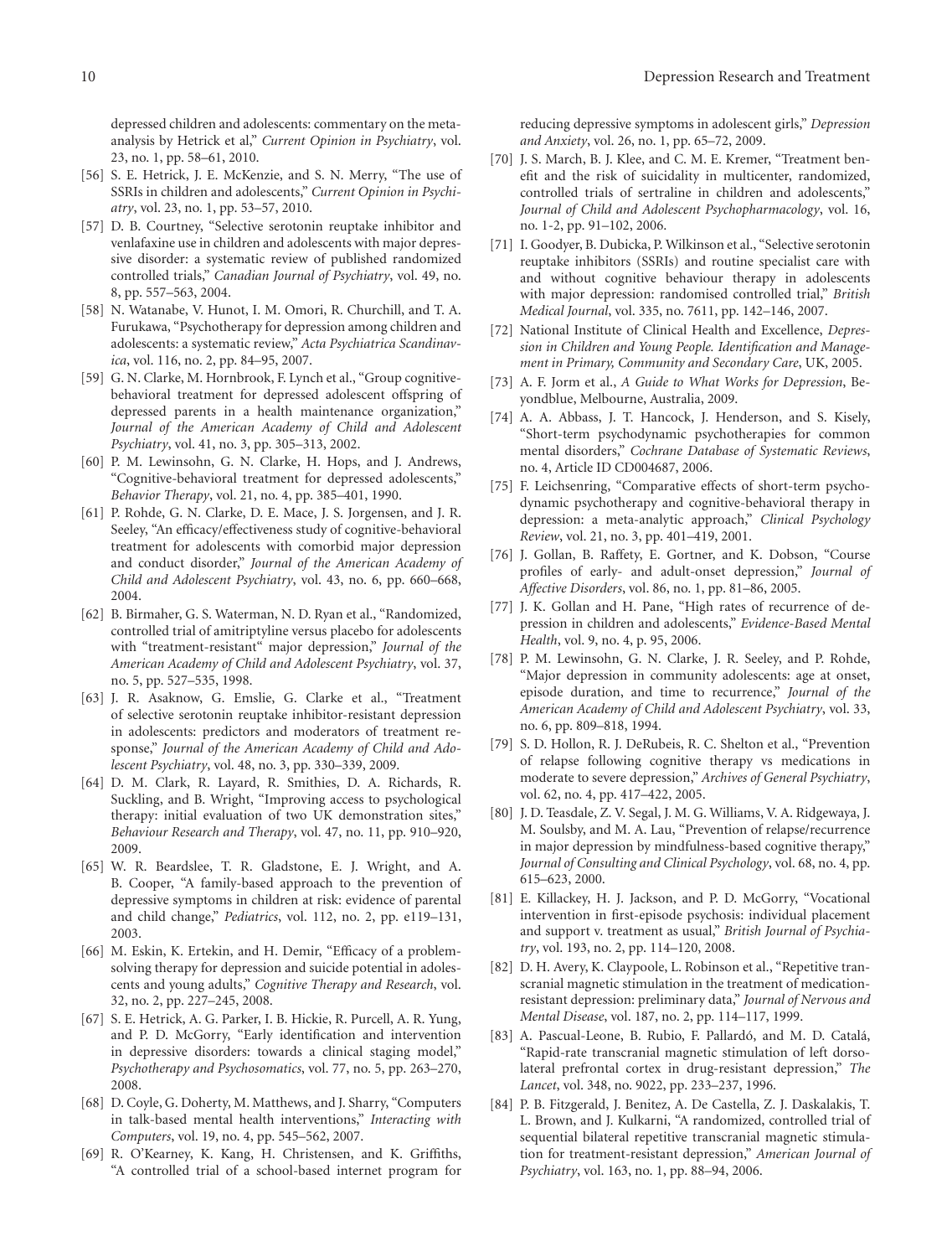depressed children and adolescents: commentary on the meta-analysis by Hetrick et al," *Current Opinion in Psychiatry*, vol. 23, no. 1, pp. 58–61, 2010.

[56] S. E. Hetrick, J. E. McKenzie, and S. N. Merry, "The use of SSRIs in children and adolescents," *Current Opinion in Psychiatry*, vol. 23, no. 1, pp. 53–57, 2010.

[57] D. B. Courtney, "Selective serotonin reuptake inhibitor and venlafaxine use in children and adolescents with major depressive disorder: a systematic review of published randomized controlled trials," *Canadian Journal of Psychiatry*, vol. 49, no. 8, pp. 557–563, 2004.

[58] N. Watanabe, V. Hunot, I. M. Omori, R. Churchill, and T. A. Furukawa, "Psychotherapy for depression among children and adolescents: a systematic review," *Acta Psychiatrica Scandinavica*, vol. 116, no. 2, pp. 84–95, 2007.

[59] G. N. Clarke, M. Hornbrook, F. Lynch et al., "Group cognitive-behavioral treatment for depressed adolescent offspring of depressed parents in a health maintenance organization," *Journal of the American Academy of Child and Adolescent Psychiatry*, vol. 41, no. 3, pp. 305–313, 2002.

[60] P. M. Lewinsohn, G. N. Clarke, H. Hops, and J. Andrews, "Cognitive-behavioral treatment for depressed adolescents," *Behavior Therapy*, vol. 21, no. 4, pp. 385–401, 1990.

[61] P. Rohde, G. N. Clarke, D. E. Mace, J. S. Jorgensen, and J. R. Seeley, "An efficacy/effectiveness study of cognitive-behavioral treatment for adolescents with comorbid major depression and conduct disorder," *Journal of the American Academy of Child and Adolescent Psychiatry*, vol. 43, no. 6, pp. 660–668, 2004.

[62] B. Birmaher, G. S. Waterman, N. D. Ryan et al., "Randomized, controlled trial of amitriptyline versus placebo for adolescents with "treatment-resistant" major depression," *Journal of the American Academy of Child and Adolescent Psychiatry*, vol. 37, no. 5, pp. 527–535, 1998.

[63] J. R. Asaknow, G. Emslie, G. Clarke et al., "Treatment of selective serotonin reuptake inhibitor-resistant depression in adolescents: predictors and moderators of treatment response," *Journal of the American Academy of Child and Adolescent Psychiatry*, vol. 48, no. 3, pp. 330–339, 2009.

[64] D. M. Clark, R. Layard, R. Smithies, D. A. Richards, R. Suckling, and B. Wright, "Improving access to psychological therapy: initial evaluation of two UK demonstration sites," *Behaviour Research and Therapy*, vol. 47, no. 11, pp. 910–920, 2009.

[65] W. R. Beardslee, T. R. Gladstone, E. J. Wright, and A. B. Cooper, "A family-based approach to the prevention of depressive symptoms in children at risk: evidence of parental and child change," *Pediatrics*, vol. 112, no. 2, pp. e119–131, 2003.

[66] M. Eskin, K. Ertekin, and H. Demir, "Efficacy of a problem-solving therapy for depression and suicide potential in adolescents and young adults," *Cognitive Therapy and Research*, vol. 32, no. 2, pp. 227–245, 2008.

[67] S. E. Hetrick, A. G. Parker, I. B. Hickie, R. Purcell, A. R. Yung, and P. D. McGorry, "Early identification and intervention in depressive disorders: towards a clinical staging model," *Psychotherapy and Psychosomatics*, vol. 77, no. 5, pp. 263–270, 2008.

[68] D. Coyle, G. Doherty, M. Matthews, and J. Sharry, "Computers in talk-based mental health interventions," *Interacting with Computers*, vol. 19, no. 4, pp. 545–562, 2007.

[69] R. O'Kearney, K. Kang, H. Christensen, and K. Griffiths, "A controlled trial of a school-based internet program for reducing depressive symptoms in adolescent girls," *Depression and Anxiety*, vol. 26, no. 1, pp. 65–72, 2009.

[70] J. S. March, B. J. Klee, and C. M. E. Kremer, "Treatment benefit and the risk of suicidality in multicenter, randomized, controlled trials of sertraline in children and adolescents," *Journal of Child and Adolescent Psychopharmacology*, vol. 16, no. 1-2, pp. 91–102, 2006.

[71] I. Goodyer, B. Dubicka, P. Wilkinson et al., "Selective serotonin reuptake inhibitors (SSRIs) and routine specialist care with and without cognitive behaviour therapy in adolescents with major depression: randomised controlled trial," *British Medical Journal*, vol. 335, no. 7611, pp. 142–146, 2007.

[72] National Institute of Clinical Health and Excellence, *Depression in Children and Young People. Identification and Management in Primary, Community and Secondary Care*, UK, 2005.

[73] A. F. Jorm et al., *A Guide to What Works for Depression*, Beyondblue, Melbourne, Australia, 2009.

[74] A. A. Abbass, J. T. Hancock, J. Henderson, and S. Kisely, "Short-term psychodynamic psychotherapies for common mental disorders," *Cochrane Database of Systematic Reviews*, no. 4, Article ID CD004687, 2006.

[75] F. Leichsenring, "Comparative effects of short-term psychodynamic psychotherapy and cognitive-behavioral therapy in depression: a meta-analytic approach," *Clinical Psychology Review*, vol. 21, no. 3, pp. 401–419, 2001.

[76] J. Gollan, B. Raffety, E. Gortner, and K. Dobson, "Course profiles of early- and adult-onset depression," *Journal of Affective Disorders*, vol. 86, no. 1, pp. 81–86, 2005.

[77] J. K. Gollan and H. Pane, "High rates of recurrence of depression in children and adolescents," *Evidence-Based Mental Health*, vol. 9, no. 4, p. 95, 2006.

[78] P. M. Lewinsohn, G. N. Clarke, J. R. Seeley, and P. Rohde, "Major depression in community adolescents: age at onset, episode duration, and time to recurrence," *Journal of the American Academy of Child and Adolescent Psychiatry*, vol. 33, no. 6, pp. 809–818, 1994.

[79] S. D. Hollon, R. J. DeRubeis, R. C. Shelton et al., "Prevention of relapse following cognitive therapy vs medications in moderate to severe depression," *Archives of General Psychiatry*, vol. 62, no. 4, pp. 417–422, 2005.

[80] J. D. Teasdale, Z. V. Segal, J. M. G. Williams, V. A. Ridgewaya, J. M. Soulsby, and M. A. Lau, "Prevention of relapse/recurrence in major depression by mindfulness-based cognitive therapy," *Journal of Consulting and Clinical Psychology*, vol. 68, no. 4, pp. 615–623, 2000.

[81] E. Killackey, H. J. Jackson, and P. D. McGorry, "Vocational intervention in first-episode psychosis: individual placement and support v. treatment as usual," *British Journal of Psychiatry*, vol. 193, no. 2, pp. 114–120, 2008.

[82] D. H. Avery, K. Claypoole, L. Robinson et al., "Repetitive transcranial magnetic stimulation in the treatment of medication-resistant depression: preliminary data," *Journal of Nervous and Mental Disease*, vol. 187, no. 2, pp. 114–117, 1999.

[83] A. Pascual-Leone, B. Rubio, F. Pallardó, and M. D. Catalá, "Rapid-rate transcranial magnetic stimulation of left dorsolateral prefrontal cortex in drug-resistant depression," *The Lancet*, vol. 348, no. 9022, pp. 233–237, 1996.

[84] P. B. Fitzgerald, J. Benitez, A. De Castella, Z. J. Daskalakis, T. L. Brown, and J. Kulkarni, "A randomized, controlled trial of sequential bilateral repetitive transcranial magnetic stimulation for treatment-resistant depression," *American Journal of Psychiatry*, vol. 163, no. 1, pp. 88–94, 2006.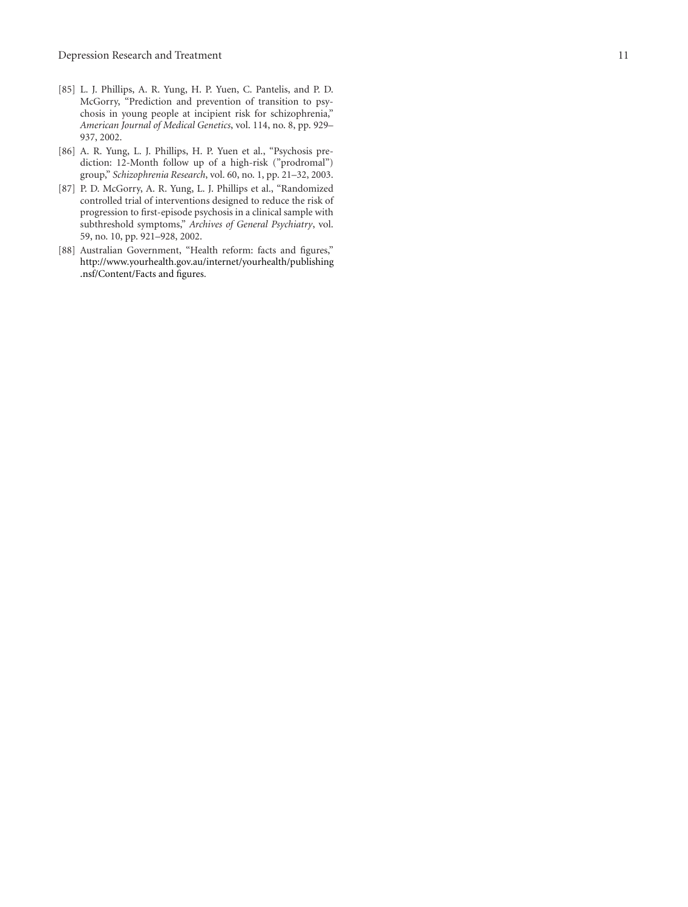[85] L. J. Phillips, A. R. Yung, H. P. Yuen, C. Pantelis, and P. D. McGorry, "Prediction and prevention of transition to psychosis in young people at incipient risk for schizophrenia," *American Journal of Medical Genetics*, vol. 114, no. 8, pp. 929–937, 2002.

[86] A. R. Yung, L. J. Phillips, H. P. Yuen et al., "Psychosis prediction: 12-Month follow up of a high-risk ("prodromal") group," *Schizophrenia Research*, vol. 60, no. 1, pp. 21–32, 2003.

[87] P. D. McGorry, A. R. Yung, L. J. Phillips et al., "Randomized controlled trial of interventions designed to reduce the risk of progression to first-episode psychosis in a clinical sample with subthreshold symptoms," *Archives of General Psychiatry*, vol. 59, no. 10, pp. 921–928, 2002.

[88] Australian Government, "Health reform: facts and figures," http://www.yourhealth.gov.au/internet/yourhealth/publishing.nsf/Content/Facts and figures.